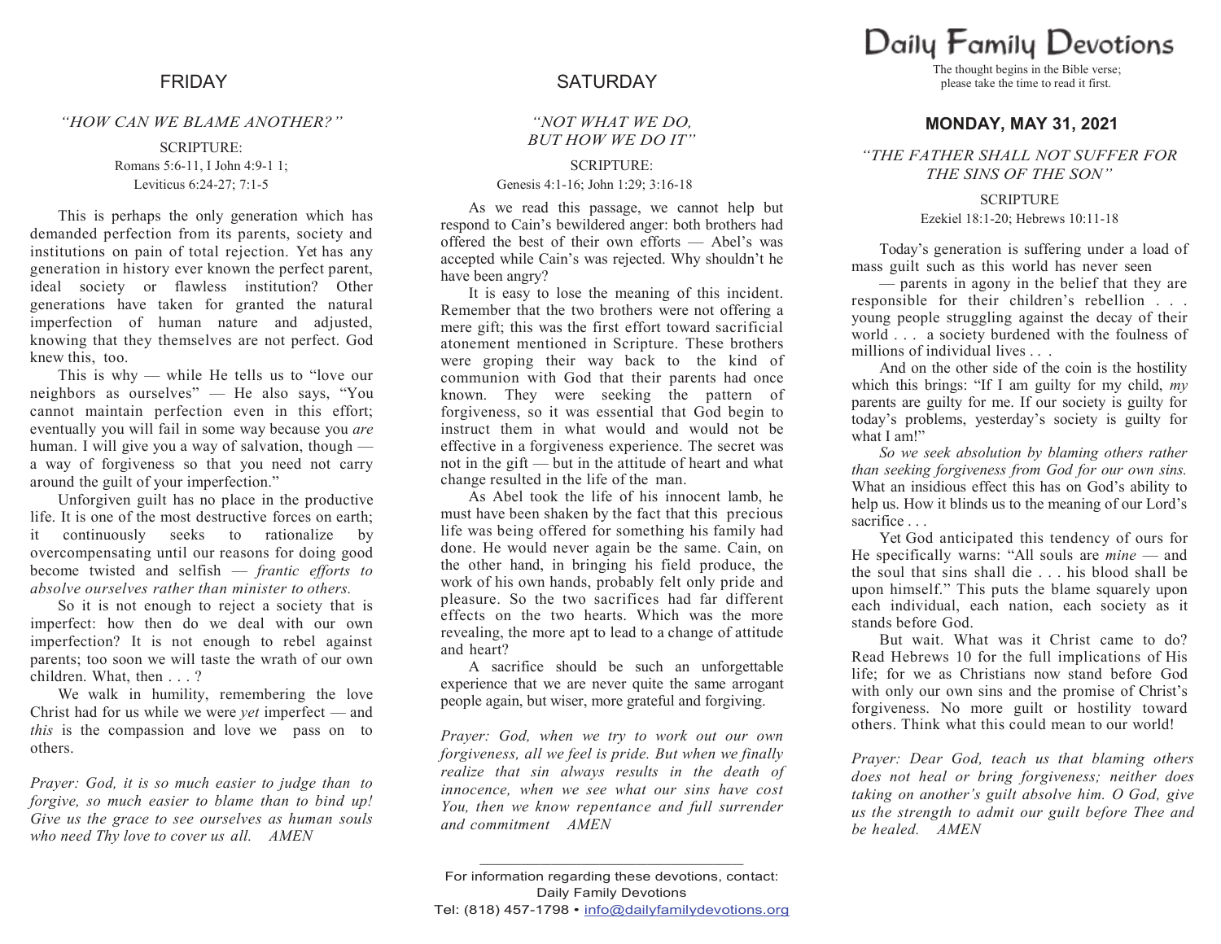## FRIDAY

*"HOW CAN WE BLAME ANOTHER?"*

SCRIPTURE:
Romans 5:6-11, I John 4:9-1 1;
Leviticus 6:24-27; 7:1-5

This is perhaps the only generation which has demanded perfection from its parents, society and institutions on pain of total rejection. Yet has any generation in history ever known the perfect parent, ideal society or flawless institution? Other generations have taken for granted the natural imperfection of human nature and adjusted, knowing that they themselves are not perfect. God knew this, too.

This is why — while He tells us to "love our neighbors as ourselves" — He also says, "You cannot maintain perfection even in this effort; eventually you will fail in some way because you *are* human. I will give you a way of salvation, though — a way of forgiveness so that you need not carry around the guilt of your imperfection."

Unforgiven guilt has no place in the productive life. It is one of the most destructive forces on earth; it continuously seeks to rationalize by overcompensating until our reasons for doing good become twisted and selfish — *frantic efforts to absolve ourselves rather than minister to others.*

So it is not enough to reject a society that is imperfect: how then do we deal with our own imperfection? It is not enough to rebel against parents; too soon we will taste the wrath of our own children. What, then . . . ?

We walk in humility, remembering the love Christ had for us while we were *yet* imperfect — and *this* is the compassion and love we pass on to others.

*Prayer: God, it is so much easier to judge than to forgive, so much easier to blame than to bind up! Give us the grace to see ourselves as human souls who need Thy love to cover us all. AMEN*

## SATURDAY

*"NOT WHAT WE DO, BUT HOW WE DO IT"*

SCRIPTURE:
Genesis 4:1-16; John 1:29; 3:16-18

As we read this passage, we cannot help but respond to Cain's bewildered anger: both brothers had offered the best of their own efforts — Abel's was accepted while Cain's was rejected. Why shouldn't he have been angry?

It is easy to lose the meaning of this incident. Remember that the two brothers were not offering a mere gift; this was the first effort toward sacrificial atonement mentioned in Scripture. These brothers were groping their way back to the kind of communion with God that their parents had once known. They were seeking the pattern of forgiveness, so it was essential that God begin to instruct them in what would and would not be effective in a forgiveness experience. The secret was not in the gift — but in the attitude of heart and what change resulted in the life of the man.

As Abel took the life of his innocent lamb, he must have been shaken by the fact that this precious life was being offered for something his family had done. He would never again be the same. Cain, on the other hand, in bringing his field produce, the work of his own hands, probably felt only pride and pleasure. So the two sacrifices had far different effects on the two hearts. Which was the more revealing, the more apt to lead to a change of attitude and heart?

A sacrifice should be such an unforgettable experience that we are never quite the same arrogant people again, but wiser, more grateful and forgiving.

*Prayer: God, when we try to work out our own forgiveness, all we feel is pride. But when we finally realize that sin always results in the death of innocence, when we see what our sins have cost You, then we know repentance and full surrender and commitment AMEN*

For information regarding these devotions, contact:
Daily Family Devotions
Tel: (818) 457-1798 • info@dailyfamilydevotions.org

# Daily Family Devotions

The thought begins in the Bible verse; please take the time to read it first.

## MONDAY, MAY 31, 2021

*"THE FATHER SHALL NOT SUFFER FOR THE SINS OF THE SON"*

SCRIPTURE
Ezekiel 18:1-20; Hebrews 10:11-18

Today's generation is suffering under a load of mass guilt such as this world has never seen — parents in agony in the belief that they are responsible for their children's rebellion . . . young people struggling against the decay of their world . . . a society burdened with the foulness of millions of individual lives . . .

And on the other side of the coin is the hostility which this brings: "If I am guilty for my child, *my* parents are guilty for me. If our society is guilty for today's problems, yesterday's society is guilty for what I am!"

*So we seek absolution by blaming others rather than seeking forgiveness from God for our own sins.* What an insidious effect this has on God's ability to help us. How it blinds us to the meaning of our Lord's sacrifice . . .

Yet God anticipated this tendency of ours for He specifically warns: "All souls are *mine* — and the soul that sins shall die . . . his blood shall be upon himself." This puts the blame squarely upon each individual, each nation, each society as it stands before God.

But wait. What was it Christ came to do? Read Hebrews 10 for the full implications of His life; for we as Christians now stand before God with only our own sins and the promise of Christ's forgiveness. No more guilt or hostility toward others. Think what this could mean to our world!

*Prayer: Dear God, teach us that blaming others does not heal or bring forgiveness; neither does taking on another's guilt absolve him. O God, give us the strength to admit our guilt before Thee and be healed. AMEN*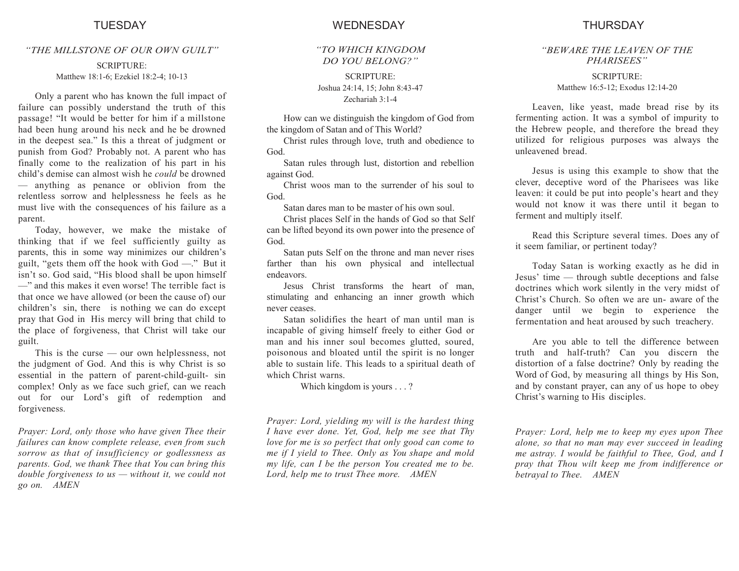## TUESDAY

### *"THE MILLSTONE OF OUR OWN GUILT"*

SCRIPTURE:
Matthew 18:1-6; Ezekiel 18:2-4; 10-13

Only a parent who has known the full impact of failure can possibly understand the truth of this passage! "It would be better for him if a millstone had been hung around his neck and he be drowned in the deepest sea." Is this a threat of judgment or punish from God? Probably not. A parent who has finally come to the realization of his part in his child's demise can almost wish he *could* be drowned — anything as penance or oblivion from the relentless sorrow and helplessness he feels as he must live with the consequences of his failure as a parent.

Today, however, we make the mistake of thinking that if we feel sufficiently guilty as parents, this in some way minimizes our children's guilt, "gets them off the hook with God —." But it isn't so. God said, "His blood shall be upon himself —" and this makes it even worse! The terrible fact is that once we have allowed (or been the cause of) our children's sin, there is nothing we can do except pray that God in His mercy will bring that child to the place of forgiveness, that Christ will take our guilt.

This is the curse — our own helplessness, not the judgment of God. And this is why Christ is so essential in the pattern of parent-child-guilt- sin complex! Only as we face such grief, can we reach out for our Lord's gift of redemption and forgiveness.

*Prayer: Lord, only those who have given Thee their failures can know complete release, even from such sorrow as that of insufficiency or godlessness as parents. God, we thank Thee that You can bring this double forgiveness to us — without it, we could not go on. AMEN*

## WEDNESDAY

### *"TO WHICH KINGDOM DO YOU BELONG?"*

SCRIPTURE:
Joshua 24:14, 15; John 8:43-47
Zechariah 3:1-4

How can we distinguish the kingdom of God from the kingdom of Satan and of This World?

Christ rules through love, truth and obedience to God.

Satan rules through lust, distortion and rebellion against God.

Christ woos man to the surrender of his soul to God.

Satan dares man to be master of his own soul.

Christ places Self in the hands of God so that Self can be lifted beyond its own power into the presence of God.

Satan puts Self on the throne and man never rises farther than his own physical and intellectual endeavors.

Jesus Christ transforms the heart of man, stimulating and enhancing an inner growth which never ceases.

Satan solidifies the heart of man until man is incapable of giving himself freely to either God or man and his inner soul becomes glutted, soured, poisonous and bloated until the spirit is no longer able to sustain life. This leads to a spiritual death of which Christ warns.

Which kingdom is yours . . . ?

*Prayer: Lord, yielding my will is the hardest thing I have ever done. Yet, God, help me see that Thy love for me is so perfect that only good can come to me if I yield to Thee. Only as You shape and mold my life, can I be the person You created me to be. Lord, help me to trust Thee more. AMEN*

## THURSDAY

### *"BEWARE THE LEAVEN OF THE PHARISEES"*

SCRIPTURE:
Matthew 16:5-12; Exodus 12:14-20

Leaven, like yeast, made bread rise by its fermenting action. It was a symbol of impurity to the Hebrew people, and therefore the bread they utilized for religious purposes was always the unleavened bread.

Jesus is using this example to show that the clever, deceptive word of the Pharisees was like leaven: it could be put into people's heart and they would not know it was there until it began to ferment and multiply itself.

Read this Scripture several times. Does any of it seem familiar, or pertinent today?

Today Satan is working exactly as he did in Jesus' time — through subtle deceptions and false doctrines which work silently in the very midst of Christ's Church. So often we are un- aware of the danger until we begin to experience the fermentation and heat aroused by such treachery.

Are you able to tell the difference between truth and half-truth? Can you discern the distortion of a false doctrine? Only by reading the Word of God, by measuring all things by His Son, and by constant prayer, can any of us hope to obey Christ's warning to His disciples.

*Prayer: Lord, help me to keep my eyes upon Thee alone, so that no man may ever succeed in leading me astray. I would be faithful to Thee, God, and I pray that Thou wilt keep me from indifference or betrayal to Thee. AMEN*